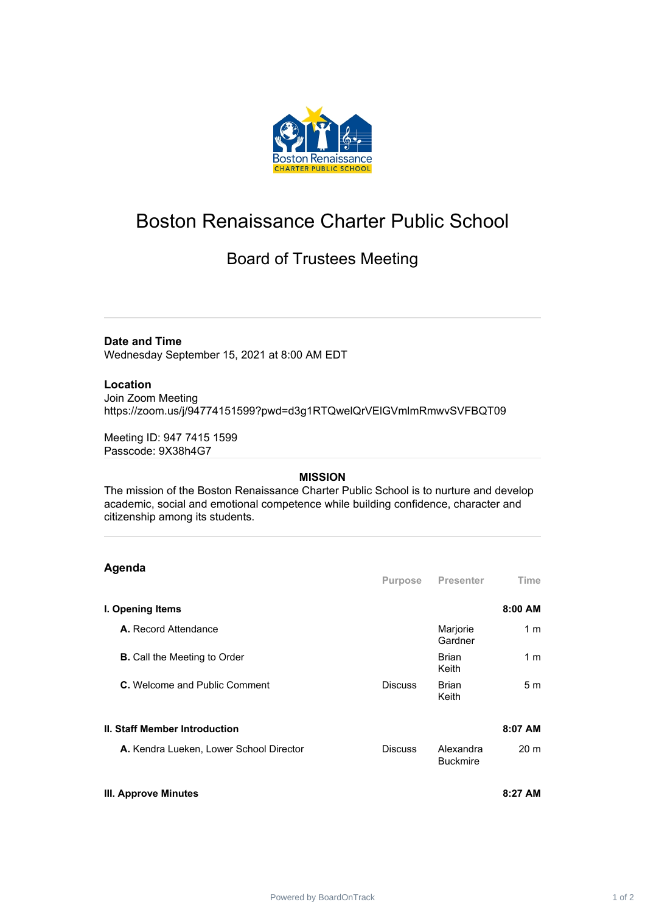# Boston Renaissance Charter Public School

## Board of Trustees Meeting

**Date and Time**
Wednesday September 15, 2021 at 8:00 AM EDT

**Location**
Join Zoom Meeting
https://zoom.us/j/94774151599?pwd=d3g1RTQwelQrVElGVmlmRmwvSVFBQT09

Meeting ID: 947 7415 1599
Passcode: 9X38h4G7

**MISSION**
The mission of the Boston Renaissance Charter Public School is to nurture and develop academic, social and emotional competence while building confidence, character and citizenship among its students.

**Agenda**

| | Purpose | Presenter | Time |
|---|---|---|---|
| **I. Opening Items** | | | **8:00 AM** |
| **A.** Record Attendance | | Marjorie Gardner | 1 m |
| **B.** Call the Meeting to Order | | Brian Keith | 1 m |
| **C.** Welcome and Public Comment | Discuss | Brian Keith | 5 m |
| **II. Staff Member Introduction** | | | **8:07 AM** |
| **A.** Kendra Lueken, Lower School Director | Discuss | Alexandra Buckmire | 20 m |
| **III. Approve Minutes** | | | **8:27 AM** |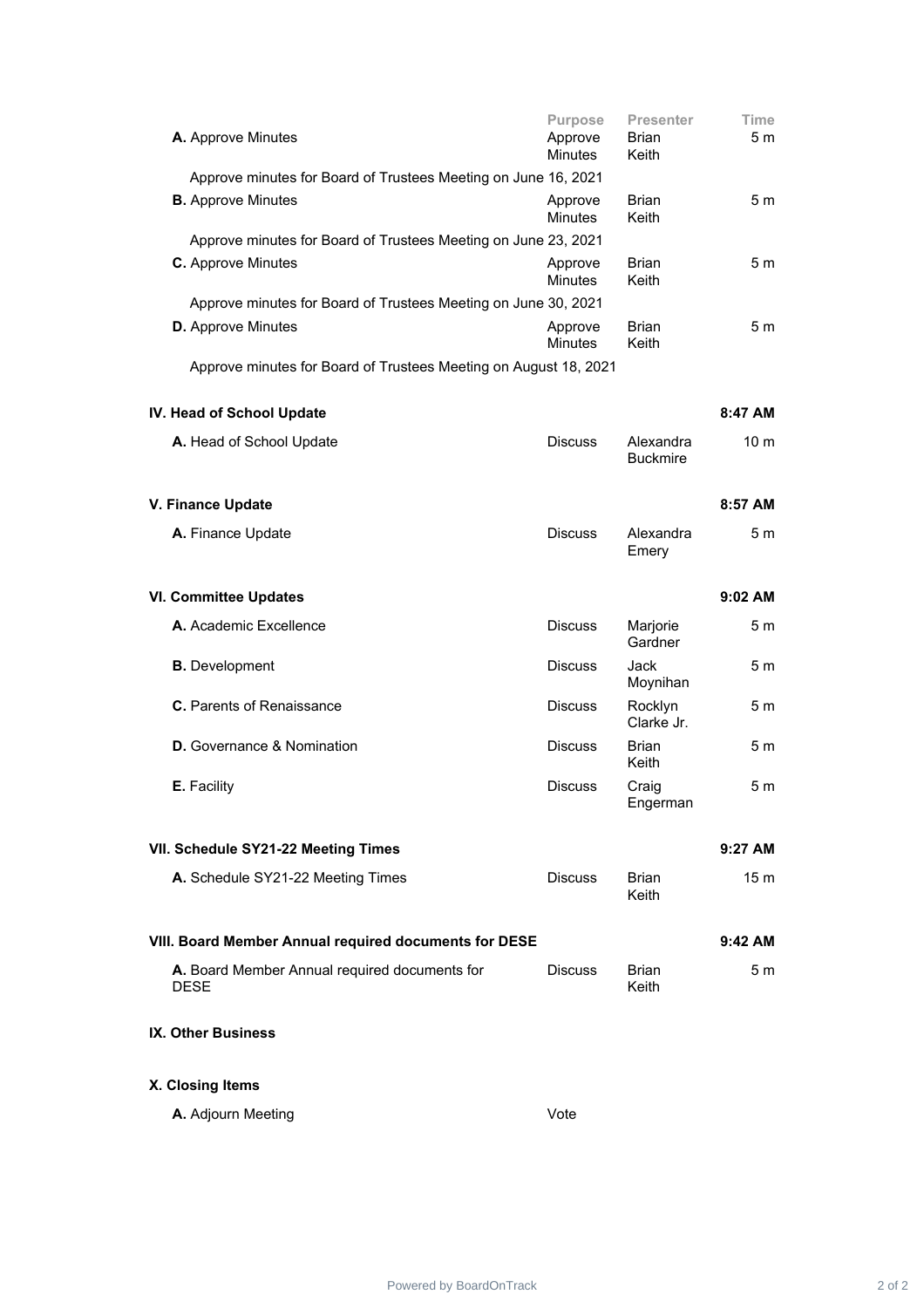| | Purpose | Presenter | Time |
|---|---|---|---|
| **A.** Approve Minutes | Approve Minutes | Brian Keith | 5 m |
| Approve minutes for Board of Trustees Meeting on June 16, 2021 | | | |
| **B.** Approve Minutes | Approve Minutes | Brian Keith | 5 m |
| Approve minutes for Board of Trustees Meeting on June 23, 2021 | | | |
| **C.** Approve Minutes | Approve Minutes | Brian Keith | 5 m |
| Approve minutes for Board of Trustees Meeting on June 30, 2021 | | | |
| **D.** Approve Minutes | Approve Minutes | Brian Keith | 5 m |
| Approve minutes for Board of Trustees Meeting on August 18, 2021 | | | |

**IV. Head of School Update** — **8:47 AM**

| | | | |
|---|---|---|---|
| **A.** Head of School Update | Discuss | Alexandra Buckmire | 10 m |

**V. Finance Update** — **8:57 AM**

| | | | |
|---|---|---|---|
| **A.** Finance Update | Discuss | Alexandra Emery | 5 m |

**VI. Committee Updates** — **9:02 AM**

| | | | |
|---|---|---|---|
| **A.** Academic Excellence | Discuss | Marjorie Gardner | 5 m |
| **B.** Development | Discuss | Jack Moynihan | 5 m |
| **C.** Parents of Renaissance | Discuss | Rocklyn Clarke Jr. | 5 m |
| **D.** Governance & Nomination | Discuss | Brian Keith | 5 m |
| **E.** Facility | Discuss | Craig Engerman | 5 m |

**VII. Schedule SY21-22 Meeting Times** — **9:27 AM**

| | | | |
|---|---|---|---|
| **A.** Schedule SY21-22 Meeting Times | Discuss | Brian Keith | 15 m |

**VIII. Board Member Annual required documents for DESE** — **9:42 AM**

| | | | |
|---|---|---|---|
| **A.** Board Member Annual required documents for DESE | Discuss | Brian Keith | 5 m |

**IX. Other Business**

**X. Closing Items**

| | | | |
|---|---|---|---|
| **A.** Adjourn Meeting | Vote | | |